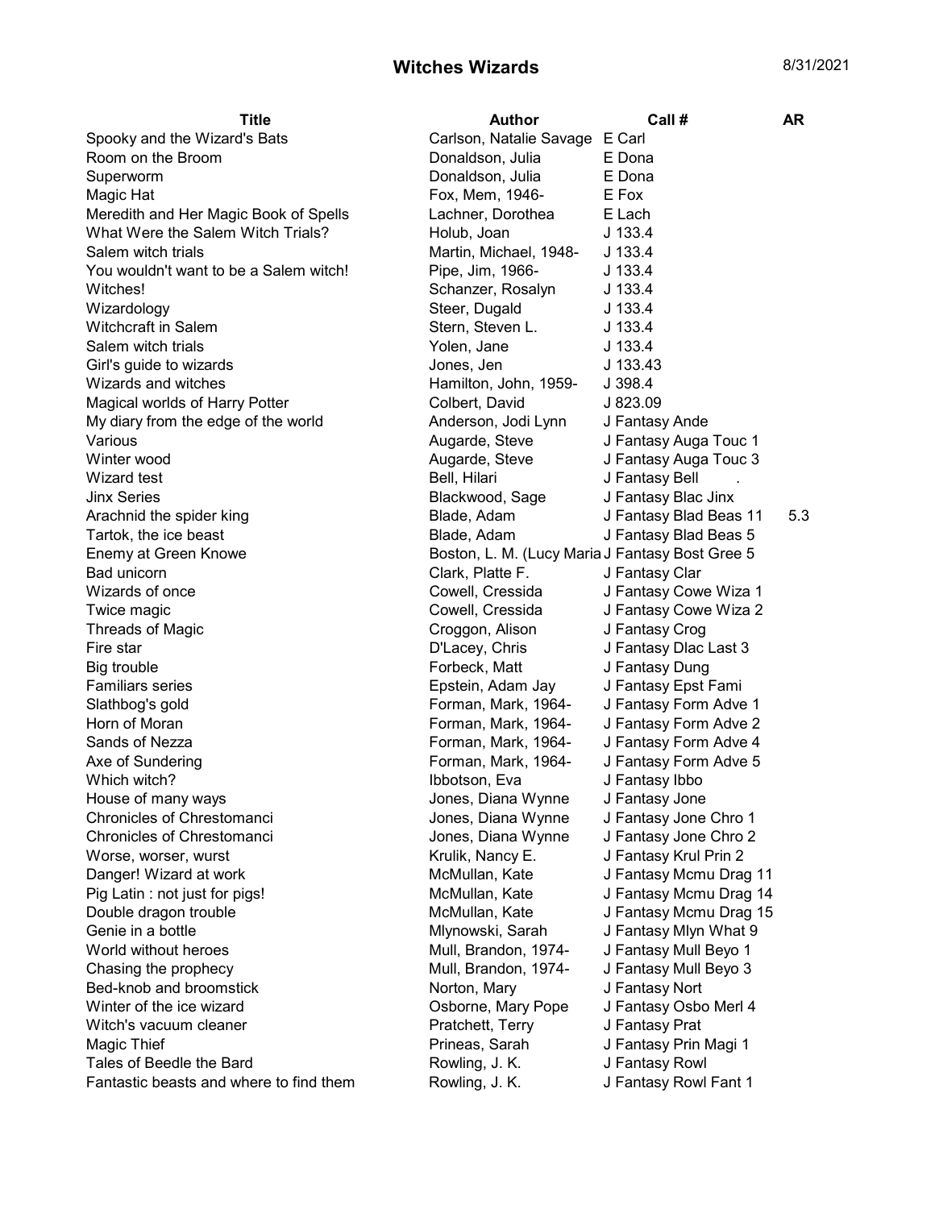# Witches Wizards

8/31/2021

| Title | Author | Call # | AR |
|---|---|---|---|
| Spooky and the Wizard's Bats | Carlson, Natalie Savage | E Carl | |
| Room on the Broom | Donaldson, Julia | E Dona | |
| Superworm | Donaldson, Julia | E Dona | |
| Magic Hat | Fox, Mem, 1946- | E Fox | |
| Meredith and Her Magic Book of Spells | Lachner, Dorothea | E Lach | |
| What Were the Salem Witch Trials? | Holub, Joan | J 133.4 | |
| Salem witch trials | Martin, Michael, 1948- | J 133.4 | |
| You wouldn't want to be a Salem witch! | Pipe, Jim, 1966- | J 133.4 | |
| Witches! | Schanzer, Rosalyn | J 133.4 | |
| Wizardology | Steer, Dugald | J 133.4 | |
| Witchcraft in Salem | Stern, Steven L. | J 133.4 | |
| Salem witch trials | Yolen, Jane | J 133.4 | |
| Girl's guide to wizards | Jones, Jen | J 133.43 | |
| Wizards and witches | Hamilton, John, 1959- | J 398.4 | |
| Magical worlds of Harry Potter | Colbert, David | J 823.09 | |
| My diary from the edge of the world | Anderson, Jodi Lynn | J Fantasy Ande | |
| Various | Augarde, Steve | J Fantasy Auga Touc 1 | |
| Winter wood | Augarde, Steve | J Fantasy Auga Touc 3 | |
| Wizard test | Bell, Hilari | J Fantasy Bell . | |
| Jinx Series | Blackwood, Sage | J Fantasy Blac Jinx | |
| Arachnid the spider king | Blade, Adam | J Fantasy Blad Beas 11 | 5.3 |
| Tartok, the ice beast | Blade, Adam | J Fantasy Blad Beas 5 | |
| Enemy at Green Knowe | Boston, L. M. (Lucy Maria | J Fantasy Bost Gree 5 | |
| Bad unicorn | Clark, Platte F. | J Fantasy Clar | |
| Wizards of once | Cowell, Cressida | J Fantasy Cowe Wiza 1 | |
| Twice magic | Cowell, Cressida | J Fantasy Cowe Wiza 2 | |
| Threads of Magic | Croggon, Alison | J Fantasy Crog | |
| Fire star | D'Lacey, Chris | J Fantasy Dlac Last 3 | |
| Big trouble | Forbeck, Matt | J Fantasy Dung | |
| Familiars series | Epstein, Adam Jay | J Fantasy Epst Fami | |
| Slathbog's gold | Forman, Mark, 1964- | J Fantasy Form Adve 1 | |
| Horn of Moran | Forman, Mark, 1964- | J Fantasy Form Adve 2 | |
| Sands of Nezza | Forman, Mark, 1964- | J Fantasy Form Adve 4 | |
| Axe of Sundering | Forman, Mark, 1964- | J Fantasy Form Adve 5 | |
| Which witch? | Ibbotson, Eva | J Fantasy Ibbo | |
| House of many ways | Jones, Diana Wynne | J Fantasy Jone | |
| Chronicles of Chrestomanci | Jones, Diana Wynne | J Fantasy Jone Chro 1 | |
| Chronicles of Chrestomanci | Jones, Diana Wynne | J Fantasy Jone Chro 2 | |
| Worse, worser, wurst | Krulik, Nancy E. | J Fantasy Krul Prin 2 | |
| Danger! Wizard at work | McMullan, Kate | J Fantasy Mcmu Drag 11 | |
| Pig Latin : not just for pigs! | McMullan, Kate | J Fantasy Mcmu Drag 14 | |
| Double dragon trouble | McMullan, Kate | J Fantasy Mcmu Drag 15 | |
| Genie in a bottle | Mlynowski, Sarah | J Fantasy Mlyn What 9 | |
| World without heroes | Mull, Brandon, 1974- | J Fantasy Mull Beyo 1 | |
| Chasing the prophecy | Mull, Brandon, 1974- | J Fantasy Mull Beyo 3 | |
| Bed-knob and broomstick | Norton, Mary | J Fantasy Nort | |
| Winter of the ice wizard | Osborne, Mary Pope | J Fantasy Osbo Merl 4 | |
| Witch's vacuum cleaner | Pratchett, Terry | J Fantasy Prat | |
| Magic Thief | Prineas, Sarah | J Fantasy Prin Magi 1 | |
| Tales of Beedle the Bard | Rowling, J. K. | J Fantasy Rowl | |
| Fantastic beasts and where to find them | Rowling, J. K. | J Fantasy Rowl Fant 1 | |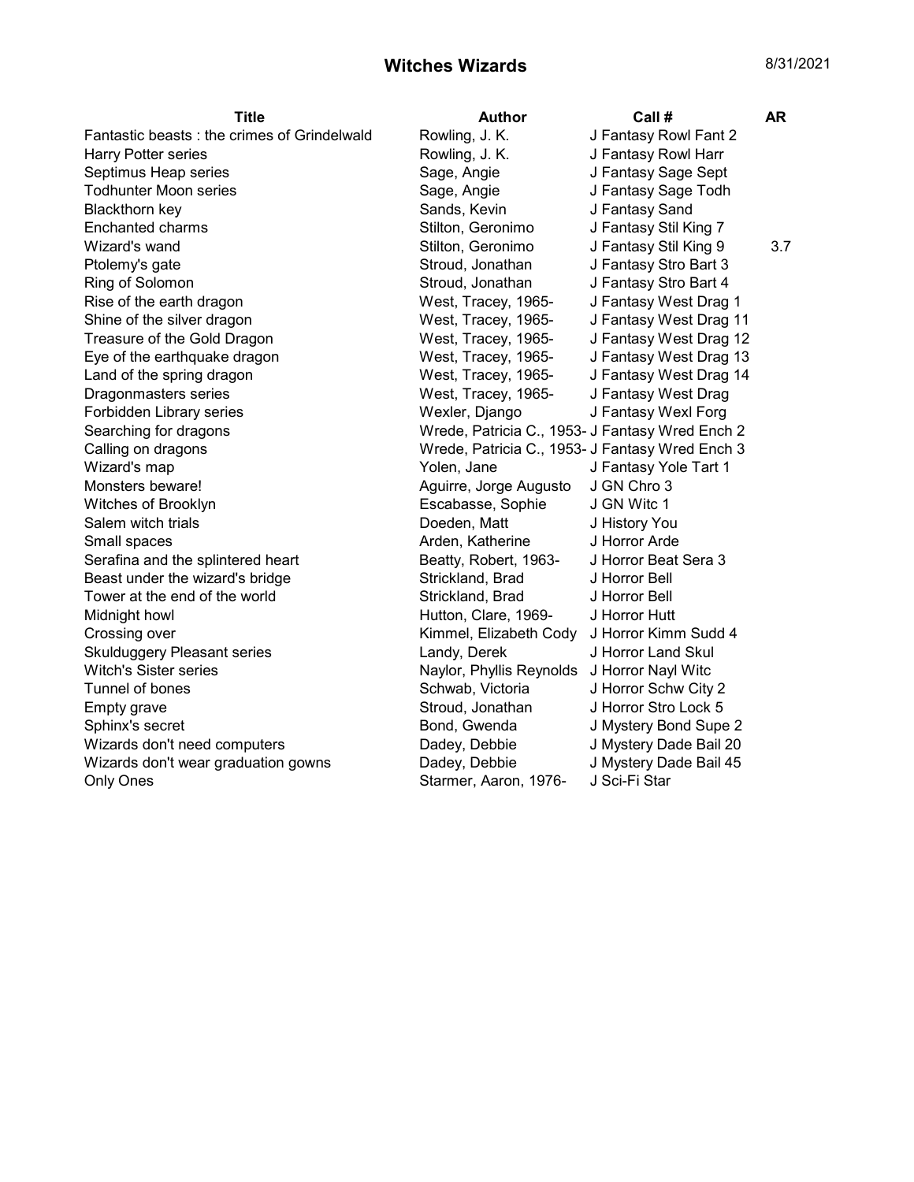## Witches Wizards

8/31/2021

| Title | Author | Call # | AR |
|---|---|---|---|
| Fantastic beasts : the crimes of Grindelwald | Rowling, J. K. | J Fantasy Rowl Fant 2 | |
| Harry Potter series | Rowling, J. K. | J Fantasy Rowl Harr | |
| Septimus Heap series | Sage, Angie | J Fantasy Sage Sept | |
| Todhunter Moon series | Sage, Angie | J Fantasy Sage Todh | |
| Blackthorn key | Sands, Kevin | J Fantasy Sand | |
| Enchanted charms | Stilton, Geronimo | J Fantasy Stil King 7 | |
| Wizard's wand | Stilton, Geronimo | J Fantasy Stil King 9 | 3.7 |
| Ptolemy's gate | Stroud, Jonathan | J Fantasy Stro Bart 3 | |
| Ring of Solomon | Stroud, Jonathan | J Fantasy Stro Bart 4 | |
| Rise of the earth dragon | West, Tracey, 1965- | J Fantasy West Drag 1 | |
| Shine of the silver dragon | West, Tracey, 1965- | J Fantasy West Drag 11 | |
| Treasure of the Gold Dragon | West, Tracey, 1965- | J Fantasy West Drag 12 | |
| Eye of the earthquake dragon | West, Tracey, 1965- | J Fantasy West Drag 13 | |
| Land of the spring dragon | West, Tracey, 1965- | J Fantasy West Drag 14 | |
| Dragonmasters series | West, Tracey, 1965- | J Fantasy West Drag | |
| Forbidden Library series | Wexler, Django | J Fantasy Wexl Forg | |
| Searching for dragons | Wrede, Patricia C., 1953- | J Fantasy Wred Ench 2 | |
| Calling on dragons | Wrede, Patricia C., 1953- | J Fantasy Wred Ench 3 | |
| Wizard's map | Yolen, Jane | J Fantasy Yole Tart 1 | |
| Monsters beware! | Aguirre, Jorge Augusto | J GN Chro 3 | |
| Witches of Brooklyn | Escabasse, Sophie | J GN Witc 1 | |
| Salem witch trials | Doeden, Matt | J History You | |
| Small spaces | Arden, Katherine | J Horror Arde | |
| Serafina and the splintered heart | Beatty, Robert, 1963- | J Horror Beat Sera 3 | |
| Beast under the wizard's bridge | Strickland, Brad | J Horror Bell | |
| Tower at the end of the world | Strickland, Brad | J Horror Bell | |
| Midnight howl | Hutton, Clare, 1969- | J Horror Hutt | |
| Crossing over | Kimmel, Elizabeth Cody | J Horror Kimm Sudd 4 | |
| Skulduggery Pleasant series | Landy, Derek | J Horror Land Skul | |
| Witch's Sister series | Naylor, Phyllis Reynolds | J Horror Nayl Witc | |
| Tunnel of bones | Schwab, Victoria | J Horror Schw City 2 | |
| Empty grave | Stroud, Jonathan | J Horror Stro Lock 5 | |
| Sphinx's secret | Bond, Gwenda | J Mystery Bond Supe 2 | |
| Wizards don't need computers | Dadey, Debbie | J Mystery Dade Bail 20 | |
| Wizards don't wear graduation gowns | Dadey, Debbie | J Mystery Dade Bail 45 | |
| Only Ones | Starmer, Aaron, 1976- | J Sci-Fi Star | |